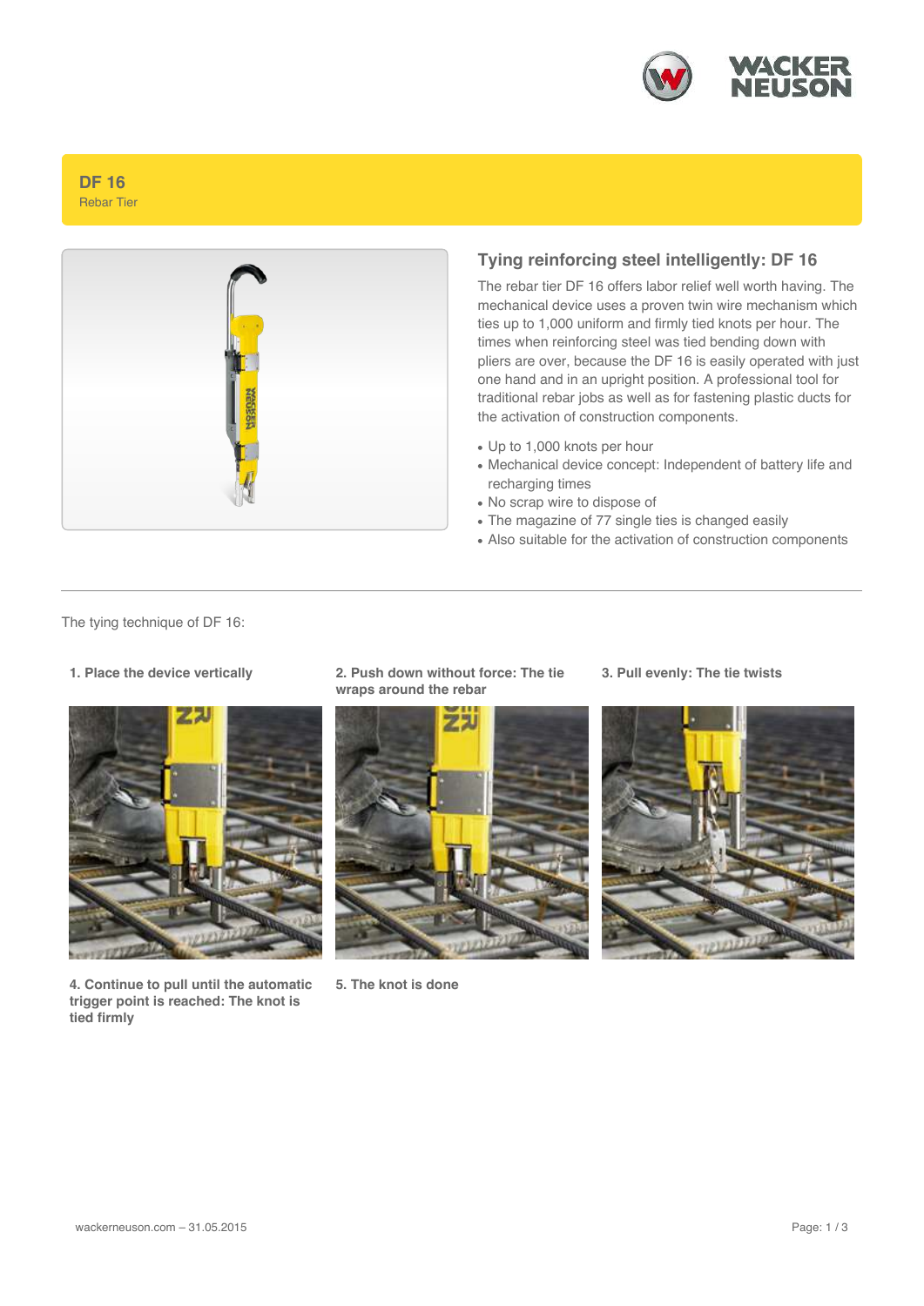# DF 16

Rebar Tier

## Tying reinforcing steel intelligently: DF 16

The rebar tier DF 16 offers labor relief well worth having. The mechanical device uses a proven twin wire mechanism which ties up to 1,000 uniform and firmly tied knots per hour. The times when reinforcing steel was tied bending down with pliers are over, because the DF 16 is easily operated with just one hand and in an upright position. A professional tool for traditional rebar jobs as well as for fastening plastic ducts for the activation of construction components.

- Up to 1,000 knots per hour
- Mechanical device concept: Independent of battery life and recharging times
- No scrap wire to dispose of
- The magazine of 77 single ties is changed easily
- Also suitable for the activation of construction components

---

The tying technique of DF 16:

**1. Place the device vertically**

**2. Push down without force: The tie wraps around the rebar**

**3. Pull evenly: The tie twists**

**4. Continue to pull until the automatic trigger point is reached: The knot is tied firmly**

**5. The knot is done**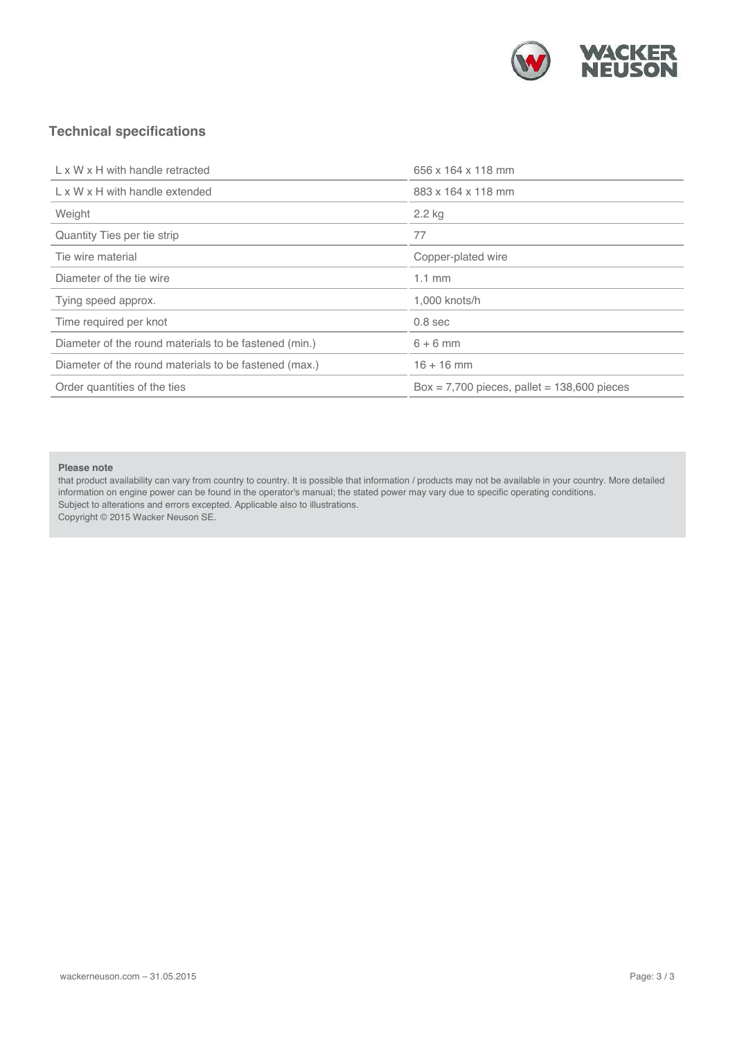## Technical specifications

| | |
|---|---|
| L x W x H with handle retracted | 656 x 164 x 118 mm |
| L x W x H with handle extended | 883 x 164 x 118 mm |
| Weight | 2.2 kg |
| Quantity Ties per tie strip | 77 |
| Tie wire material | Copper-plated wire |
| Diameter of the tie wire | 1.1 mm |
| Tying speed approx. | 1,000 knots/h |
| Time required per knot | 0.8 sec |
| Diameter of the round materials to be fastened (min.) | 6 + 6 mm |
| Diameter of the round materials to be fastened (max.) | 16 + 16 mm |
| Order quantities of the ties | Box = 7,700 pieces, pallet = 138,600 pieces |

**Please note**

that product availability can vary from country to country. It is possible that information / products may not be available in your country. More detailed information on engine power can be found in the operator's manual; the stated power may vary due to specific operating conditions.
Subject to alterations and errors excepted. Applicable also to illustrations.
Copyright © 2015 Wacker Neuson SE.